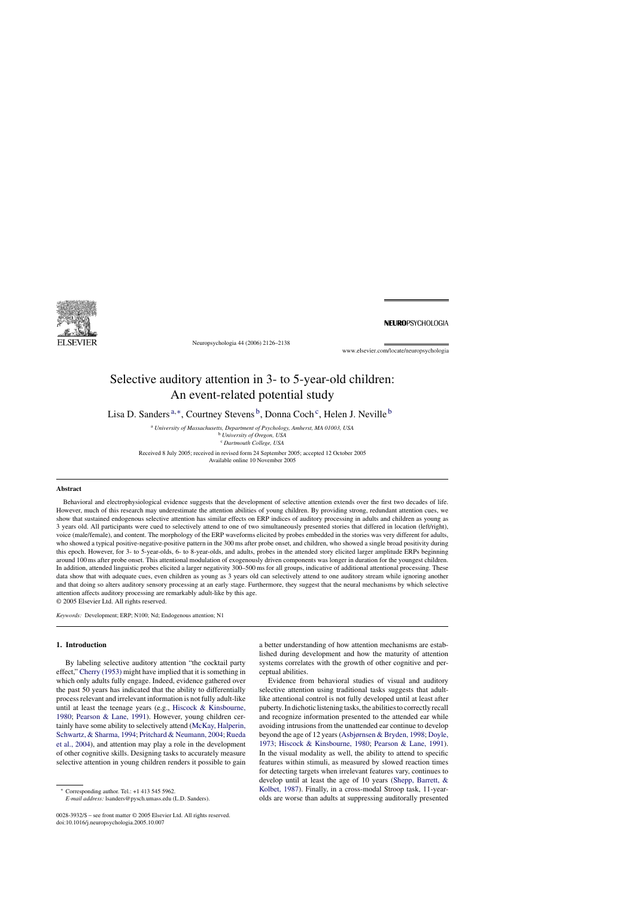# Selective auditory attention in 3- to 5-year-old children: An event-related potential study

Lisa D. Sanders [a,*], Courtney Stevens [b], Donna Coch [c], Helen J. Neville [b]

[a] *University of Massachusetts, Department of Psychology, Amherst, MA 01003, USA*
[b] *University of Oregon, USA*
[c] *Dartmouth College, USA*

Received 8 July 2005; received in revised form 24 September 2005; accepted 12 October 2005
Available online 10 November 2005

## Abstract

Behavioral and electrophysiological evidence suggests that the development of selective attention extends over the first two decades of life. However, much of this research may underestimate the attention abilities of young children. By providing strong, redundant attention cues, we show that sustained endogenous selective attention has similar effects on ERP indices of auditory processing in adults and children as young as 3 years old. All participants were cued to selectively attend to one of two simultaneously presented stories that differed in location (left/right), voice (male/female), and content. The morphology of the ERP waveforms elicited by probes embedded in the stories was very different for adults, who showed a typical positive-negative-positive pattern in the 300 ms after probe onset, and children, who showed a single broad positivity during this epoch. However, for 3- to 5-year-olds, 6- to 8-year-olds, and adults, probes in the attended story elicited larger amplitude ERPs beginning around 100 ms after probe onset. This attentional modulation of exogenously driven components was longer in duration for the youngest children. In addition, attended linguistic probes elicited a larger negativity 300–500 ms for all groups, indicative of additional attentional processing. These data show that with adequate cues, even children as young as 3 years old can selectively attend to one auditory stream while ignoring another and that doing so alters auditory sensory processing at an early stage. Furthermore, they suggest that the neural mechanisms by which selective attention affects auditory processing are remarkably adult-like by this age.

© 2005 Elsevier Ltd. All rights reserved.

*Keywords:* Development; ERP; N100; Nd; Endogenous attention; N1

## 1. Introduction

By labeling selective auditory attention "the cocktail party effect," Cherry (1953) might have implied that it is something in which only adults fully engage. Indeed, evidence gathered over the past 50 years has indicated that the ability to differentially process relevant and irrelevant information is not fully adult-like until at least the teenage years (e.g., Hiscock & Kinsbourne, 1980; Pearson & Lane, 1991). However, young children certainly have some ability to selectively attend (McKay, Halperin, Schwartz, & Sharma, 1994; Pritchard & Neumann, 2004; Rueda et al., 2004), and attention may play a role in the development of other cognitive skills. Designing tasks to accurately measure selective attention in young children renders it possible to gain a better understanding of how attention mechanisms are established during development and how the maturity of attention systems correlates with the growth of other cognitive and perceptual abilities.

Evidence from behavioral studies of visual and auditory selective attention using traditional tasks suggests that adult-like attentional control is not fully developed until at least after puberty. In dichotic listening tasks, the abilities to correctly recall and recognize information presented to the attended ear while avoiding intrusions from the unattended ear continue to develop beyond the age of 12 years (Asbjørnsen & Bryden, 1998; Doyle, 1973; Hiscock & Kinsbourne, 1980; Pearson & Lane, 1991). In the visual modality as well, the ability to attend to specific features within stimuli, as measured by slowed reaction times for detecting targets when irrelevant features vary, continues to develop until at least the age of 10 years (Shepp, Barrett, & Kolbet, 1987). Finally, in a cross-modal Stroop task, 11-year-olds are worse than adults at suppressing auditorally presented

* Corresponding author. Tel.: +1 413 545 5962.
*E-mail address:* lsanders@psych.umass.edu (L.D. Sanders).

0028-3932/$ – see front matter © 2005 Elsevier Ltd. All rights reserved.
doi:10.1016/j.neuropsychologia.2005.10.007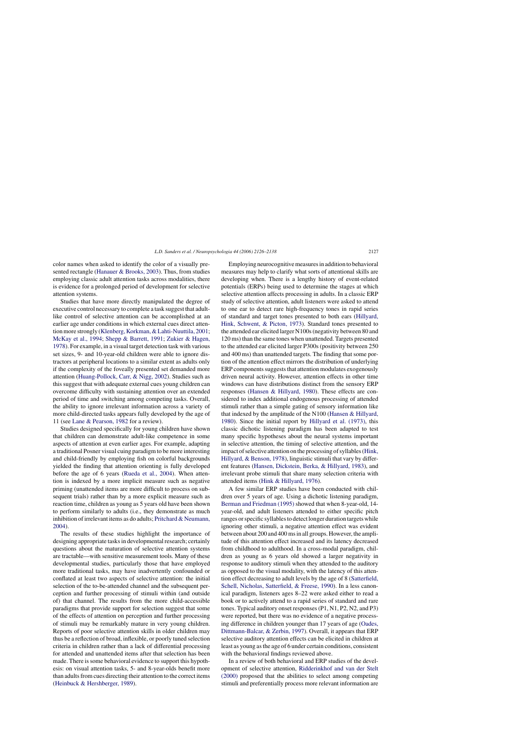color names when asked to identify the color of a visually presented rectangle (Hanauer & Brooks, 2003). Thus, from studies employing classic adult attention tasks across modalities, there is evidence for a prolonged period of development for selective attention systems.

Studies that have more directly manipulated the degree of executive control necessary to complete a task suggest that adult-like control of selective attention can be accomplished at an earlier age under conditions in which external cues direct attention more strongly (Klenberg, Korkman, & Lahti-Nuuttila, 2001; McKay et al., 1994; Shepp & Barrett, 1991; Zukier & Hagen, 1978). For example, in a visual target detection task with various set sizes, 9- and 10-year-old children were able to ignore distractors at peripheral locations to a similar extent as adults only if the complexity of the foveally presented set demanded more attention (Huang-Pollock, Carr, & Nigg, 2002). Studies such as this suggest that with adequate external cues young children can overcome difficulty with sustaining attention over an extended period of time and switching among competing tasks. Overall, the ability to ignore irrelevant information across a variety of more child-directed tasks appears fully developed by the age of 11 (see Lane & Pearson, 1982 for a review).

Studies designed specifically for young children have shown that children can demonstrate adult-like competence in some aspects of attention at even earlier ages. For example, adapting a traditional Posner visual cuing paradigm to be more interesting and child-friendly by employing fish on colorful backgrounds yielded the finding that attention orienting is fully developed before the age of 6 years (Rueda et al., 2004). When attention is indexed by a more implicit measure such as negative priming (unattended items are more difficult to process on subsequent trials) rather than by a more explicit measure such as reaction time, children as young as 5 years old have been shown to perform similarly to adults (i.e., they demonstrate as much inhibition of irrelevant items as do adults; Pritchard & Neumann, 2004).

The results of these studies highlight the importance of designing appropriate tasks in developmental research; certainly questions about the maturation of selective attention systems are tractable—with sensitive measurement tools. Many of these developmental studies, particularly those that have employed more traditional tasks, may have inadvertently confounded or conflated at least two aspects of selective attention: the initial selection of the to-be-attended channel and the subsequent perception and further processing of stimuli within (and outside of) that channel. The results from the more child-accessible paradigms that provide support for selection suggest that some of the effects of attention on perception and further processing of stimuli may be remarkably mature in very young children. Reports of poor selective attention skills in older children may thus be a reflection of broad, inflexible, or poorly tuned selection criteria in children rather than a lack of differential processing for attended and unattended items after that selection has been made. There is some behavioral evidence to support this hypothesis: on visual attention tasks, 5- and 8-year-olds benefit more than adults from cues directing their attention to the correct items (Heinbuck & Hershberger, 1989).

Employing neurocognitive measures in addition to behavioral measures may help to clarify what sorts of attentional skills are developing when. There is a lengthy history of event-related potentials (ERPs) being used to determine the stages at which selective attention affects processing in adults. In a classic ERP study of selective attention, adult listeners were asked to attend to one ear to detect rare high-frequency tones in rapid series of standard and target tones presented to both ears (Hillyard, Hink, Schwent, & Picton, 1973). Standard tones presented to the attended ear elicited larger N100s (negativity between 80 and 120 ms) than the same tones when unattended. Targets presented to the attended ear elicited larger P300s (positivity between 250 and 400 ms) than unattended targets. The finding that some portion of the attention effect mirrors the distribution of underlying ERP components suggests that attention modulates exogenously driven neural activity. However, attention effects in other time windows can have distributions distinct from the sensory ERP responses (Hansen & Hillyard, 1980). These effects are considered to index additional endogenous processing of attended stimuli rather than a simple gating of sensory information like that indexed by the amplitude of the N100 (Hansen & Hillyard, 1980). Since the initial report by Hillyard et al. (1973), this classic dichotic listening paradigm has been adapted to test many specific hypotheses about the neural systems important in selective attention, the timing of selective attention, and the impact of selective attention on the processing of syllables (Hink, Hillyard, & Benson, 1978), linguistic stimuli that vary by different features (Hansen, Dickstein, Berka, & Hillyard, 1983), and irrelevant probe stimuli that share many selection criteria with attended items (Hink & Hillyard, 1976).

A few similar ERP studies have been conducted with children over 5 years of age. Using a dichotic listening paradigm, Berman and Friedman (1995) showed that when 8-year-old, 14-year-old, and adult listeners attended to either specific pitch ranges or specific syllables to detect longer duration targets while ignoring other stimuli, a negative attention effect was evident between about 200 and 400 ms in all groups. However, the amplitude of this attention effect increased and its latency decreased from childhood to adulthood. In a cross-modal paradigm, children as young as 6 years old showed a larger negativity in response to auditory stimuli when they attended to the auditory as opposed to the visual modality, with the latency of this attention effect decreasing to adult levels by the age of 8 (Satterfield, Schell, Nicholas, Satterfield, & Freese, 1990). In a less canonical paradigm, listeners ages 8–22 were asked either to read a book or to actively attend to a rapid series of standard and rare tones. Typical auditory onset responses (P1, N1, P2, N2, and P3) were reported, but there was no evidence of a negative processing difference in children younger than 17 years of age (Oades, Dittmann-Balcar, & Zerbin, 1997). Overall, it appears that ERP selective auditory attention effects can be elicited in children at least as young as the age of 6 under certain conditions, consistent with the behavioral findings reviewed above.

In a review of both behavioral and ERP studies of the development of selective attention, Ridderinkhof and van der Stelt (2000) proposed that the abilities to select among competing stimuli and preferentially process more relevant information are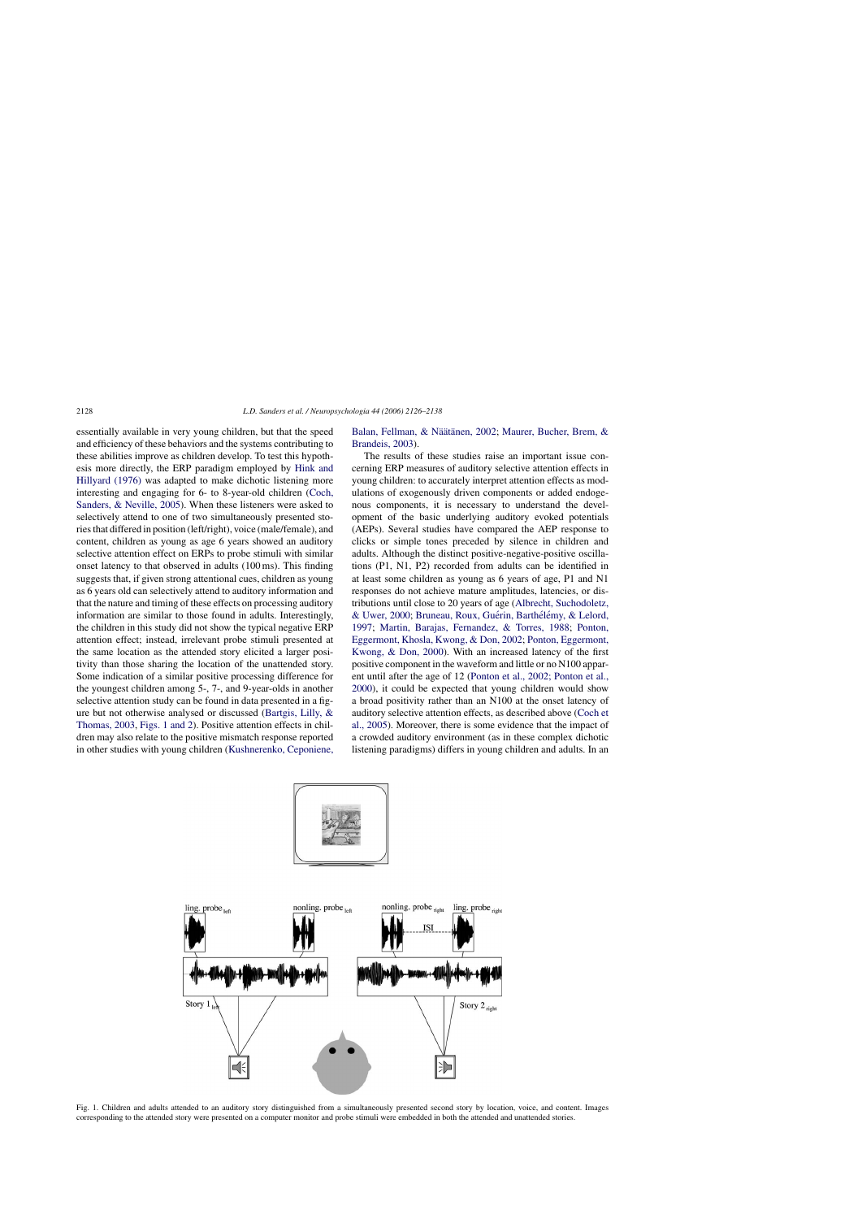essentially available in very young children, but that the speed and efficiency of these behaviors and the systems contributing to these abilities improve as children develop. To test this hypothesis more directly, the ERP paradigm employed by Hink and Hillyard (1976) was adapted to make dichotic listening more interesting and engaging for 6- to 8-year-old children (Coch, Sanders, & Neville, 2005). When these listeners were asked to selectively attend to one of two simultaneously presented stories that differed in position (left/right), voice (male/female), and content, children as young as age 6 years showed an auditory selective attention effect on ERPs to probe stimuli with similar onset latency to that observed in adults (100 ms). This finding suggests that, if given strong attentional cues, children as young as 6 years old can selectively attend to auditory information and that the nature and timing of these effects on processing auditory information are similar to those found in adults. Interestingly, the children in this study did not show the typical negative ERP attention effect; instead, irrelevant probe stimuli presented at the same location as the attended story elicited a larger positivity than those sharing the location of the unattended story. Some indication of a similar positive processing difference for the youngest children among 5-, 7-, and 9-year-olds in another selective attention study can be found in data presented in a figure but not otherwise analysed or discussed (Bartgis, Lilly, & Thomas, 2003, Figs. 1 and 2). Positive attention effects in children may also relate to the positive mismatch response reported in other studies with young children (Kushnerenko, Ceponiene, Balan, Fellman, & Näätänen, 2002; Maurer, Bucher, Brem, & Brandeis, 2003).

The results of these studies raise an important issue concerning ERP measures of auditory selective attention effects in young children: to accurately interpret attention effects as modulations of exogenously driven components or added endogenous components, it is necessary to understand the development of the basic underlying auditory evoked potentials (AEPs). Several studies have compared the AEP response to clicks or simple tones preceded by silence in children and adults. Although the distinct positive-negative-positive oscillations (P1, N1, P2) recorded from adults can be identified in at least some children as young as 6 years of age, P1 and N1 responses do not achieve mature amplitudes, latencies, or distributions until close to 20 years of age (Albrecht, Suchodoletz, & Uwer, 2000; Bruneau, Roux, Guérin, Barthélémy, & Lelord, 1997; Martin, Barajas, Fernandez, & Torres, 1988; Ponton, Eggermont, Khosla, Kwong, & Don, 2002; Ponton, Eggermont, Kwong, & Don, 2000). With an increased latency of the first positive component in the waveform and little or no N100 apparent until after the age of 12 (Ponton et al., 2002; Ponton et al., 2000), it could be expected that young children would show a broad positivity rather than an N100 at the onset latency of auditory selective attention effects, as described above (Coch et al., 2005). Moreover, there is some evidence that the impact of a crowded auditory environment (as in these complex dichotic listening paradigms) differs in young children and adults. In an

Fig. 1. Children and adults attended to an auditory story distinguished from a simultaneously presented second story by location, voice, and content. Images corresponding to the attended story were presented on a computer monitor and probe stimuli were embedded in both the attended and unattended stories.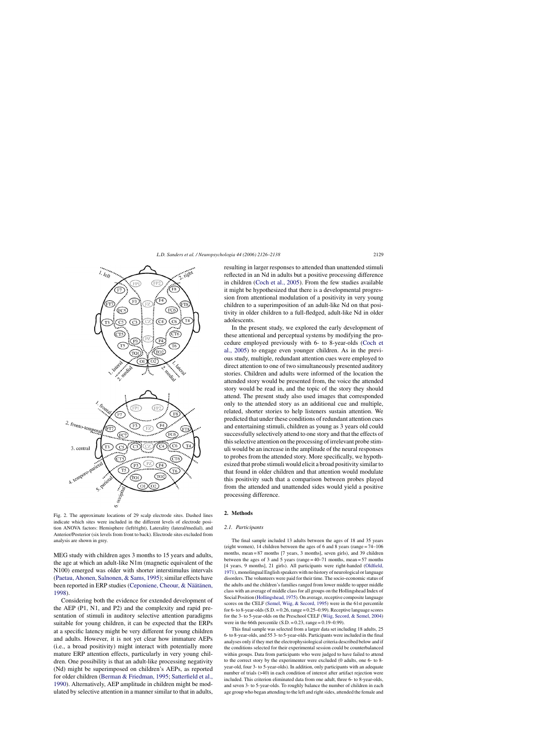Fig. 2. The approximate locations of 29 scalp electrode sites. Dashed lines indicate which sites were included in the different levels of electrode position ANOVA factors: Hemisphere (left/right), Laterality (lateral/medial), and Anterior/Posterior (six levels from front to back). Electrode sites excluded from analysis are shown in grey.

MEG study with children ages 3 months to 15 years and adults, the age at which an adult-like N1m (magnetic equivalent of the N100) emerged was older with shorter interstimulus intervals (Paetau, Ahonen, Salnonen, & Sams, 1995); similar effects have been reported in ERP studies (Ceponiene, Cheour, & Näätänen, 1998).

Considering both the evidence for extended development of the AEP (P1, N1, and P2) and the complexity and rapid presentation of stimuli in auditory selective attention paradigms suitable for young children, it can be expected that the ERPs at a specific latency might be very different for young children and adults. However, it is not yet clear how immature AEPs (i.e., a broad positivity) might interact with potentially more mature ERP attention effects, particularly in very young children. One possibility is that an adult-like processing negativity (Nd) might be superimposed on children's AEPs, as reported for older children (Berman & Friedman, 1995; Satterfield et al., 1990). Alternatively, AEP amplitude in children might be modulated by selective attention in a manner similar to that in adults, resulting in larger responses to attended than unattended stimuli reflected in an Nd in adults but a positive processing difference in children (Coch et al., 2005). From the few studies available it might be hypothesized that there is a developmental progression from attentional modulation of a positivity in very young children to a superimposition of an adult-like Nd on that positivity in older children to a full-fledged, adult-like Nd in older adolescents.

In the present study, we explored the early development of these attentional and perceptual systems by modifying the procedure employed previously with 6- to 8-year-olds (Coch et al., 2005) to engage even younger children. As in the previous study, multiple, redundant attention cues were employed to direct attention to one of two simultaneously presented auditory stories. Children and adults were informed of the location the attended story would be presented from, the voice the attended story would be read in, and the topic of the story they should attend. The present study also used images that corresponded only to the attended story as an additional cue and multiple, related, shorter stories to help listeners sustain attention. We predicted that under these conditions of redundant attention cues and entertaining stimuli, children as young as 3 years old could successfully selectively attend to one story and that the effects of this selective attention on the processing of irrelevant probe stimuli would be an increase in the amplitude of the neural responses to probes from the attended story. More specifically, we hypothesized that probe stimuli would elicit a broad positivity similar to that found in older children and that attention would modulate this positivity such that a comparison between probes played from the attended and unattended sides would yield a positive processing difference.

## 2. Methods

### 2.1. Participants

The final sample included 13 adults between the ages of 18 and 35 years (eight women), 14 children between the ages of 6 and 8 years (range = 74–106 months, mean = 87 months [7 years, 3 months], seven girls), and 39 children between the ages of 3 and 5 years (range = 40–71 months, mean = 57 months [4 years, 9 months], 21 girls). All participants were right-handed (Oldfield, 1971), monolingual English speakers with no history of neurological or language disorders. The volunteers were paid for their time. The socio-economic status of the adults and the children's families ranged from lower middle to upper middle class with an average of middle class for all groups on the Hollingshead Index of Social Position (Hollingshead, 1975). On average, receptive composite language scores on the CELF (Semel, Wiig, & Secord, 1995) were in the 61st percentile for 6- to 8-year-olds (S.D. = 0.26, range = 0.25–0.99). Receptive language scores for the 3- to 5-year-olds on the Preschool CELF (Wiig, Secord, & Semel, 2004) were in the 66th percentile (S.D. = 0.23, range = 0.19–0.99).

This final sample was selected from a larger data set including 18 adults, 25 6- to 8-year-olds, and 55 3- to 5-year-olds. Participants were included in the final analyses only if they met the electrophysiological criteria described below and if the conditions selected for their experimental session could be counterbalanced within groups. Data from participants who were judged to have failed to attend to the correct story by the experimenter were excluded (0 adults, one 6- to 8-year-old, four 3- to 5-year-olds). In addition, only participants with an adequate number of trials (>40) in each condition of interest after artifact rejection were included. This criterion eliminated data from one adult, three 6- to 8-year-olds, and seven 3- to 5-year-olds. To roughly balance the number of children in each age group who began attending to the left and right sides, attended the female and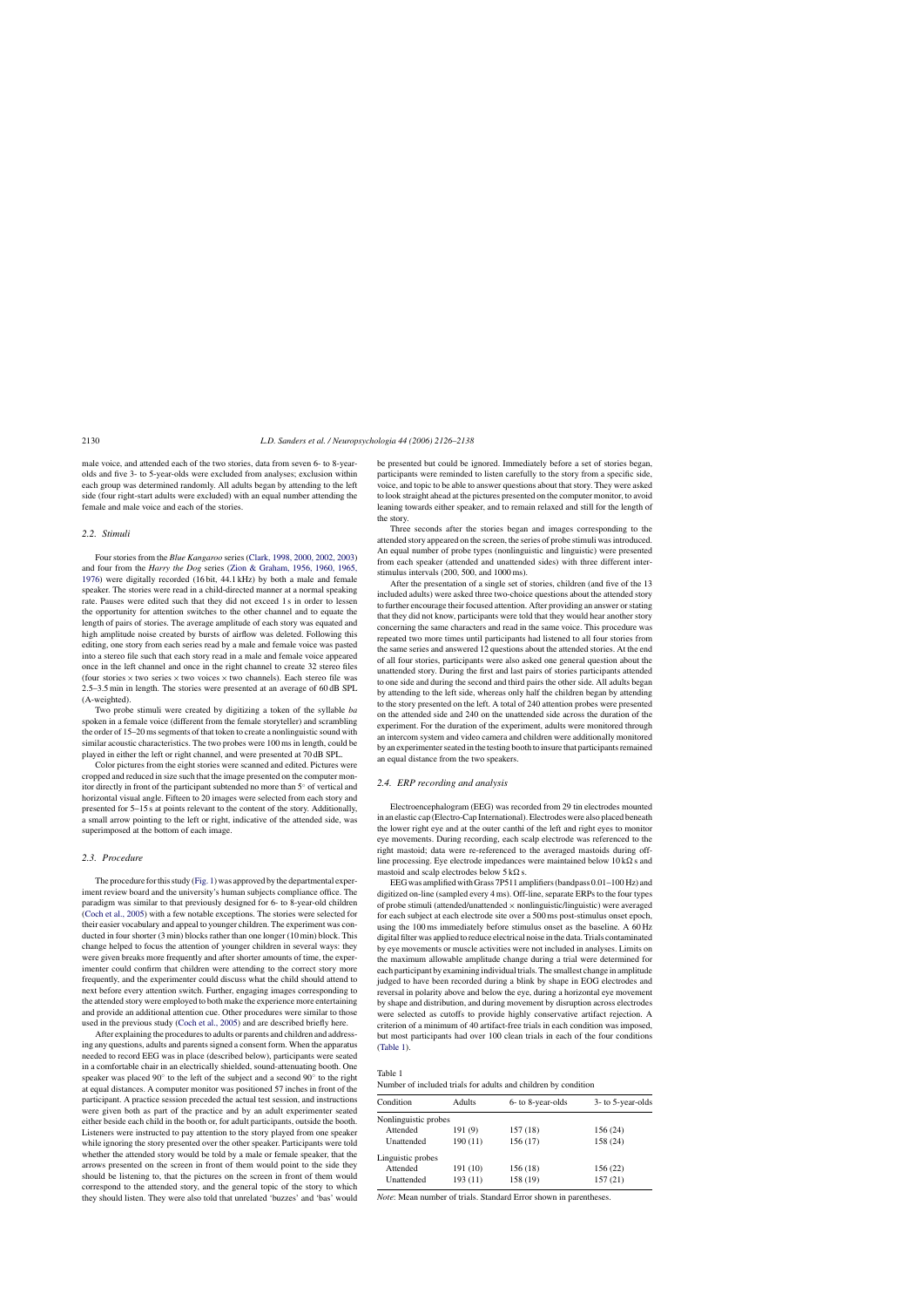male voice, and attended each of the two stories, data from seven 6- to 8-year-olds and five 3- to 5-year-olds were excluded from analyses; exclusion within each group was determined randomly. All adults began by attending to the left side (four right-start adults were excluded) with an equal number attending the female and male voice and each of the stories.

### 2.2. Stimuli

Four stories from the *Blue Kangaroo* series (Clark, 1998, 2000, 2002, 2003) and four from the *Harry the Dog* series (Zion & Graham, 1956, 1960, 1965, 1976) were digitally recorded (16 bit, 44.1 kHz) by both a male and female speaker. The stories were read in a child-directed manner at a normal speaking rate. Pauses were edited such that they did not exceed 1 s in order to lessen the opportunity for attention switches to the other channel and to equate the length of pairs of stories. The average amplitude of each story was equated and high amplitude noise created by bursts of airflow was deleted. Following this editing, one story from each series read by a male and female voice was pasted into a stereo file such that each story read in a male and female voice appeared once in the left channel and once in the right channel to create 32 stereo files (four stories × two series × two voices × two channels). Each stereo file was 2.5–3.5 min in length. The stories were presented at an average of 60 dB SPL (A-weighted).

Two probe stimuli were created by digitizing a token of the syllable *ba* spoken in a female voice (different from the female storyteller) and scrambling the order of 15–20 ms segments of that token to create a nonlinguistic sound with similar acoustic characteristics. The two probes were 100 ms in length, could be played in either the left or right channel, and were presented at 70 dB SPL.

Color pictures from the eight stories were scanned and edited. Pictures were cropped and reduced in size such that the image presented on the computer monitor directly in front of the participant subtended no more than 5° of vertical and horizontal visual angle. Fifteen to 20 images were selected from each story and presented for 5–15 s at points relevant to the content of the story. Additionally, a small arrow pointing to the left or right, indicative of the attended side, was superimposed at the bottom of each image.

### 2.3. Procedure

The procedure for this study (Fig. 1) was approved by the departmental experiment review board and the university's human subjects compliance office. The paradigm was similar to that previously designed for 6- to 8-year-old children (Coch et al., 2005) with a few notable exceptions. The stories were selected for their easier vocabulary and appeal to younger children. The experiment was conducted in four shorter (3 min) blocks rather than one longer (10 min) block. This change helped to focus the attention of younger children in several ways: they were given breaks more frequently and after shorter amounts of time, the experimenter could confirm that children were attending to the correct story more frequently, and the experimenter could discuss what the child should attend to next before every attention switch. Further, engaging images corresponding to the attended story were employed to both make the experience more entertaining and provide an additional attention cue. Other procedures were similar to those used in the previous study (Coch et al., 2005) and are described briefly here.

After explaining the procedures to adults or parents and children and addressing any questions, adults and parents signed a consent form. When the apparatus needed to record EEG was in place (described below), participants were seated in a comfortable chair in an electrically shielded, sound-attenuating booth. One speaker was placed 90° to the left of the subject and a second 90° to the right at equal distances. A computer monitor was positioned 57 inches in front of the participant. A practice session preceded the actual test session, and instructions were given both as part of the practice and by an adult experimenter seated either beside each child in the booth or, for adult participants, outside the booth. Listeners were instructed to pay attention to the story played from one speaker while ignoring the story presented over the other speaker. Participants were told whether the attended story would be told by a male or female speaker, that the arrows presented on the screen in front of them would point to the side they should be listening to, that the pictures on the screen in front of them would correspond to the attended story, and the general topic of the story to which they should listen. They were also told that unrelated 'buzzes' and 'bas' would be presented but could be ignored. Immediately before a set of stories began, participants were reminded to listen carefully to the story from a specific side, voice, and topic to be able to answer questions about that story. They were asked to look straight ahead at the pictures presented on the computer monitor, to avoid leaning towards either speaker, and to remain relaxed and still for the length of the story.

Three seconds after the stories began and images corresponding to the attended story appeared on the screen, the series of probe stimuli was introduced. An equal number of probe types (nonlinguistic and linguistic) were presented from each speaker (attended and unattended sides) with three different interstimulus intervals (200, 500, and 1000 ms).

After the presentation of a single set of stories, children (and five of the 13 included adults) were asked three two-choice questions about the attended story to further encourage their focused attention. After providing an answer or stating that they did not know, participants were told that they would hear another story concerning the same characters and read in the same voice. This procedure was repeated two more times until participants had listened to all four stories from the same series and answered 12 questions about the attended stories. At the end of all four stories, participants were also asked one general question about the unattended story. During the first and last pairs of stories participants attended to one side and during the second and third pairs the other side. All adults began by attending to the left side, whereas only half the children began by attending to the story presented on the left. A total of 240 attention probes were presented on the attended side and 240 on the unattended side across the duration of the experiment. For the duration of the experiment, adults were monitored through an intercom system and video camera and children were additionally monitored by an experimenter seated in the testing booth to insure that participants remained an equal distance from the two speakers.

### 2.4. ERP recording and analysis

Electroencephalogram (EEG) was recorded from 29 tin electrodes mounted in an elastic cap (Electro-Cap International). Electrodes were also placed beneath the lower right eye and at the outer canthi of the left and right eyes to monitor eye movements. During recording, each scalp electrode was referenced to the right mastoid; data were re-referenced to the averaged mastoids during offline processing. Eye electrode impedances were maintained below 10 kΩ s and mastoid and scalp electrodes below 5 kΩ s.

EEG was amplified with Grass 7P511 amplifiers (bandpass 0.01–100 Hz) and digitized on-line (sampled every 4 ms). Off-line, separate ERPs to the four types of probe stimuli (attended/unattended × nonlinguistic/linguistic) were averaged for each subject at each electrode site over a 500 ms post-stimulus onset epoch, using the 100 ms immediately before stimulus onset as the baseline. A 60 Hz digital filter was applied to reduce electrical noise in the data. Trials contaminated by eye movements or muscle activities were not included in analyses. Limits on the maximum allowable amplitude change during a trial were determined for each participant by examining individual trials. The smallest change in amplitude judged to have been recorded during a blink by shape in EOG electrodes and reversal in polarity above and below the eye, during a horizontal eye movement by shape and distribution, and during movement by disruption across electrodes were selected as cutoffs to provide highly conservative artifact rejection. A criterion of a minimum of 40 artifact-free trials in each condition was imposed, but most participants had over 100 clean trials in each of the four conditions (Table 1).

Table 1
Number of included trials for adults and children by condition

| Condition | Adults | 6- to 8-year-olds | 3- to 5-year-olds |
|---|---|---|---|
| Nonlinguistic probes | | | |
| Attended | 191 (9) | 157 (18) | 156 (24) |
| Unattended | 190 (11) | 156 (17) | 158 (24) |
| Linguistic probes | | | |
| Attended | 191 (10) | 156 (18) | 156 (22) |
| Unattended | 193 (11) | 158 (19) | 157 (21) |

*Note*: Mean number of trials. Standard Error shown in parentheses.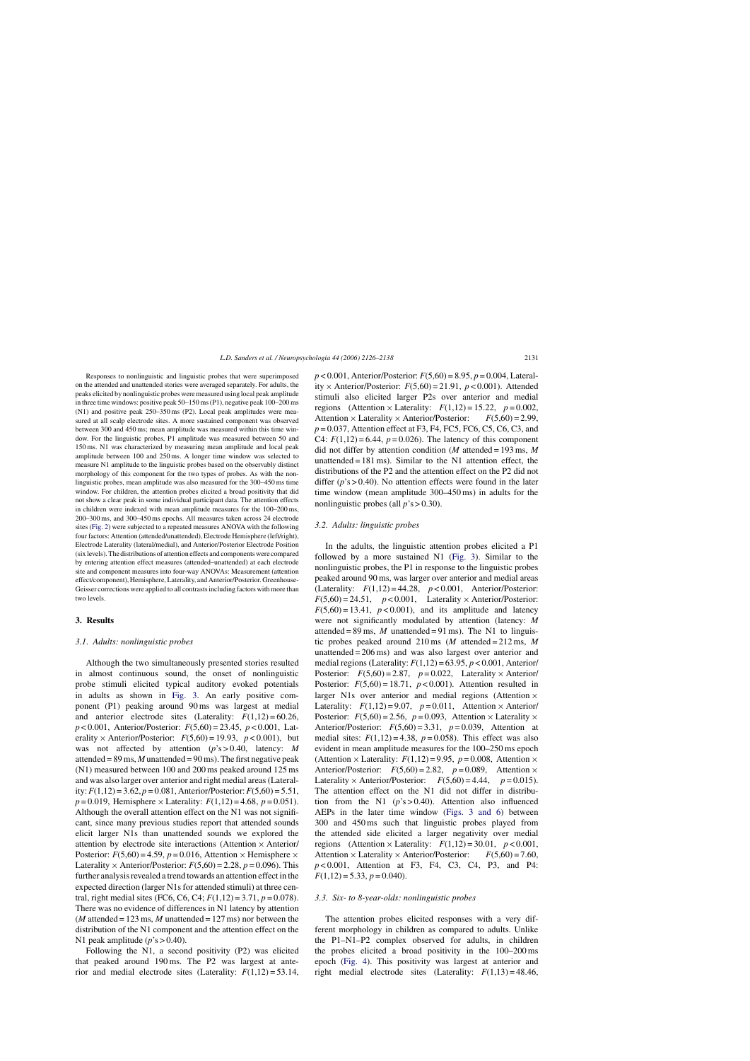Responses to nonlinguistic and linguistic probes that were superimposed on the attended and unattended stories were averaged separately. For adults, the peaks elicited by nonlinguistic probes were measured using local peak amplitude in three time windows: positive peak 50–150 ms (P1), negative peak 100–200 ms (N1) and positive peak 250–350 ms (P2). Local peak amplitudes were measured at all scalp electrode sites. A more sustained component was observed between 300 and 450 ms; mean amplitude was measured within this time window. For the linguistic probes, P1 amplitude was measured between 50 and 150 ms. N1 was characterized by measuring mean amplitude and local peak amplitude between 100 and 250 ms. A longer time window was selected to measure N1 amplitude to the linguistic probes based on the observably distinct morphology of this component for the two types of probes. As with the nonlinguistic probes, mean amplitude was also measured for the 300–450 ms time window. For children, the attention probes elicited a broad positivity that did not show a clear peak in some individual participant data. The attention effects in children were indexed with mean amplitude measures for the 100–200 ms, 200–300 ms, and 300–450 ms epochs. All measures taken across 24 electrode sites (Fig. 2) were subjected to a repeated measures ANOVA with the following four factors: Attention (attended/unattended), Electrode Hemisphere (left/right), Electrode Laterality (lateral/medial), and Anterior/Posterior Electrode Position (six levels). The distributions of attention effects and components were compared by entering attention effect measures (attended–unattended) at each electrode site and component measures into four-way ANOVAs: Measurement (attention effect/component), Hemisphere, Laterality, and Anterior/Posterior. Greenhouse-Geisser corrections were applied to all contrasts including factors with more than two levels.

## 3. Results

### 3.1. Adults: nonlinguistic probes

Although the two simultaneously presented stories resulted in almost continuous sound, the onset of nonlinguistic probe stimuli elicited typical auditory evoked potentials in adults as shown in Fig. 3. An early positive component (P1) peaking around 90 ms was largest at medial and anterior electrode sites (Laterality: $F(1,12) = 60.26$, $p < 0.001$, Anterior/Posterior: $F(5,60) = 23.45$, $p < 0.001$, Laterality × Anterior/Posterior: $F(5,60) = 19.93$, $p < 0.001$), but was not affected by attention ($p$'s > 0.40, latency: $M$ attended = 89 ms, $M$ unattended = 90 ms). The first negative peak (N1) measured between 100 and 200 ms peaked around 125 ms and was also larger over anterior and right medial areas (Laterality: $F(1,12) = 3.62$, $p = 0.081$, Anterior/Posterior: $F(5,60) = 5.51$, $p = 0.019$, Hemisphere × Laterality: $F(1,12) = 4.68$, $p = 0.051$). Although the overall attention effect on the N1 was not significant, since many previous studies report that attended sounds elicit larger N1s than unattended sounds we explored the attention by electrode site interactions (Attention × Anterior/Posterior: $F(5,60) = 4.59$, $p = 0.016$, Attention × Hemisphere × Laterality × Anterior/Posterior: $F(5,60) = 2.28$, $p = 0.096$). This further analysis revealed a trend towards an attention effect in the expected direction (larger N1s for attended stimuli) at three central, right medial sites (FC6, C6, C4; $F(1,12) = 3.71$, $p = 0.078$). There was no evidence of differences in N1 latency by attention ($M$ attended = 123 ms, $M$ unattended = 127 ms) nor between the distribution of the N1 component and the attention effect on the N1 peak amplitude ($p$'s > 0.40).

Following the N1, a second positivity (P2) was elicited that peaked around 190 ms. The P2 was largest at anterior and medial electrode sites (Laterality: $F(1,12) = 53.14$, $p < 0.001$, Anterior/Posterior: $F(5,60) = 8.95$, $p = 0.004$, Laterality × Anterior/Posterior: $F(5,60) = 21.91$, $p < 0.001$). Attended stimuli also elicited larger P2s over anterior and medial regions (Attention × Laterality: $F(1,12) = 15.22$, $p = 0.002$, Attention × Laterality × Anterior/Posterior: $F(5,60) = 2.99$, $p = 0.037$, Attention effect at F3, F4, FC5, FC6, C5, C6, C3, and C4: $F(1,12) = 6.44$, $p = 0.026$). The latency of this component did not differ by attention condition ($M$ attended = 193 ms, $M$ unattended = 181 ms). Similar to the N1 attention effect, the distributions of the P2 and the attention effect on the P2 did not differ ($p$'s > 0.40). No attention effects were found in the later time window (mean amplitude 300–450 ms) in adults for the nonlinguistic probes (all $p$'s > 0.30).

### 3.2. Adults: linguistic probes

In the adults, the linguistic attention probes elicited a P1 followed by a more sustained N1 (Fig. 3). Similar to the nonlinguistic probes, the P1 in response to the linguistic probes peaked around 90 ms, was larger over anterior and medial areas (Laterality: $F(1,12) = 44.28$, $p < 0.001$, Anterior/Posterior: $F(5,60) = 24.51$, $p < 0.001$, Laterality × Anterior/Posterior: $F(5,60) = 13.41$, $p < 0.001$), and its amplitude and latency were not significantly modulated by attention (latency: $M$ attended = 89 ms, $M$ unattended = 91 ms). The N1 to linguistic probes peaked around 210 ms ($M$ attended = 212 ms, $M$ unattended = 206 ms) and was also largest over anterior and medial regions (Laterality: $F(1,12) = 63.95$, $p < 0.001$, Anterior/Posterior: $F(5,60) = 2.87$, $p = 0.022$, Laterality × Anterior/Posterior: $F(5,60) = 18.71$, $p < 0.001$). Attention resulted in larger N1s over anterior and medial regions (Attention × Laterality: $F(1,12) = 9.07$, $p = 0.011$, Attention × Anterior/Posterior: $F(5,60) = 2.56$, $p = 0.093$, Attention × Laterality × Anterior/Posterior: $F(5,60) = 3.31$, $p = 0.039$, Attention at medial sites: $F(1,12) = 4.38$, $p = 0.058$). This effect was also evident in mean amplitude measures for the 100–250 ms epoch (Attention × Laterality: $F(1,12) = 9.95$, $p = 0.008$, Attention × Anterior/Posterior: $F(5,60) = 2.82$, $p = 0.089$, Attention × Laterality × Anterior/Posterior: $F(5,60) = 4.44$, $p = 0.015$). The attention effect on the N1 did not differ in distribution from the N1 ($p$'s > 0.40). Attention also influenced AEPs in the later time window (Figs. 3 and 6) between 300 and 450 ms such that linguistic probes played from the attended side elicited a larger negativity over medial regions (Attention × Laterality: $F(1,12) = 30.01$, $p < 0.001$, Attention × Laterality × Anterior/Posterior: $F(5,60) = 7.60$, $p < 0.001$, Attention at F3, F4, C3, C4, P3, and P4: $F(1,12) = 5.33$, $p = 0.040$).

### 3.3. Six- to 8-year-olds: nonlinguistic probes

The attention probes elicited responses with a very different morphology in children as compared to adults. Unlike the P1–N1–P2 complex observed for adults, in children the probes elicited a broad positivity in the 100–200 ms epoch (Fig. 4). This positivity was largest at anterior and right medial electrode sites (Laterality: $F(1,13) = 48.46$,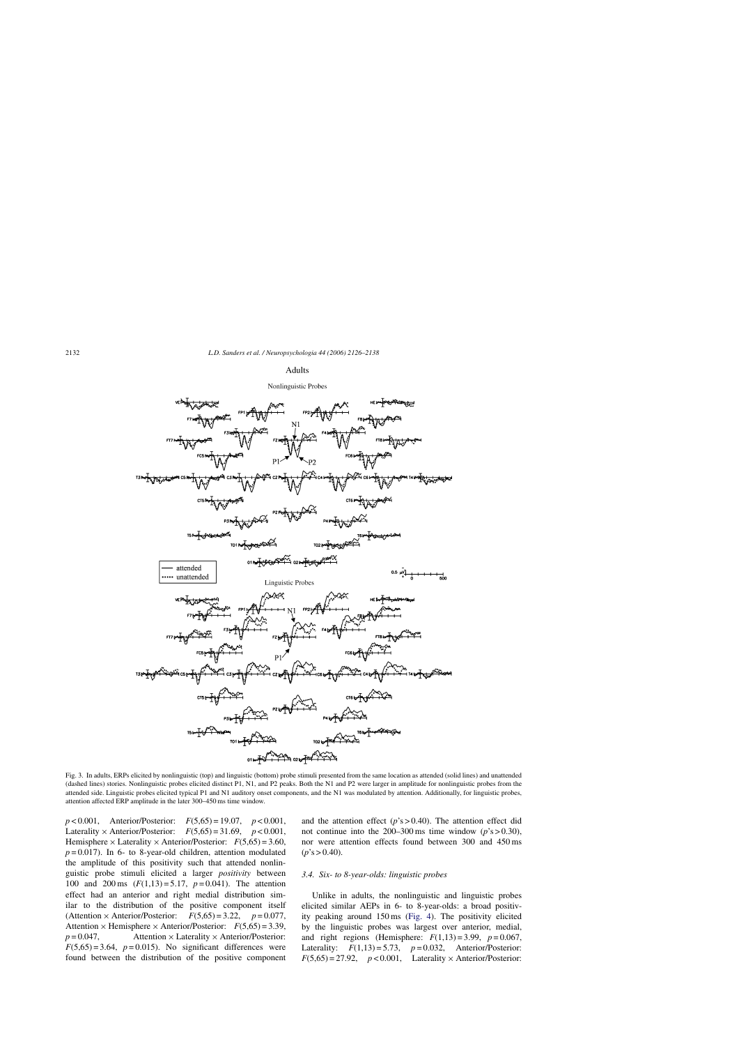Fig. 3. In adults, ERPs elicited by nonlinguistic (top) and linguistic (bottom) probe stimuli presented from the same location as attended (solid lines) and unattended (dashed lines) stories. Nonlinguistic probes elicited distinct P1, N1, and P2 peaks. Both the N1 and P2 were larger in amplitude for nonlinguistic probes from the attended side. Linguistic probes elicited typical P1 and N1 auditory onset components, and the N1 was modulated by attention. Additionally, for linguistic probes, attention affected ERP amplitude in the later 300–450 ms time window.

$p < 0.001$, Anterior/Posterior: $F(5,65) = 19.07$, $p < 0.001$, Laterality × Anterior/Posterior: $F(5,65) = 31.69$, $p < 0.001$, Hemisphere × Laterality × Anterior/Posterior: $F(5,65) = 3.60$, $p = 0.017$). In 6- to 8-year-old children, attention modulated the amplitude of this positivity such that attended nonlinguistic probe stimuli elicited a larger *positivity* between 100 and 200 ms ($F(1,13) = 5.17$, $p = 0.041$). The attention effect had an anterior and right medial distribution similar to the distribution of the positive component itself (Attention × Anterior/Posterior: $F(5,65) = 3.22$, $p = 0.077$, Attention × Hemisphere × Anterior/Posterior: $F(5,65) = 3.39$, $p = 0.047$, Attention × Laterality × Anterior/Posterior: $F(5,65) = 3.64$, $p = 0.015$). No significant differences were found between the distribution of the positive component and the attention effect ($p$'s > 0.40). The attention effect did not continue into the 200–300 ms time window ($p$'s > 0.30), nor were attention effects found between 300 and 450 ms ($p$'s > 0.40).

### 3.4. Six- to 8-year-olds: linguistic probes

Unlike in adults, the nonlinguistic and linguistic probes elicited similar AEPs in 6- to 8-year-olds: a broad positivity peaking around 150 ms (Fig. 4). The positivity elicited by the linguistic probes was largest over anterior, medial, and right regions (Hemisphere: $F(1,13) = 3.99$, $p = 0.067$, Laterality: $F(1,13) = 5.73$, $p = 0.032$, Anterior/Posterior: $F(5,65) = 27.92$, $p < 0.001$, Laterality × Anterior/Posterior: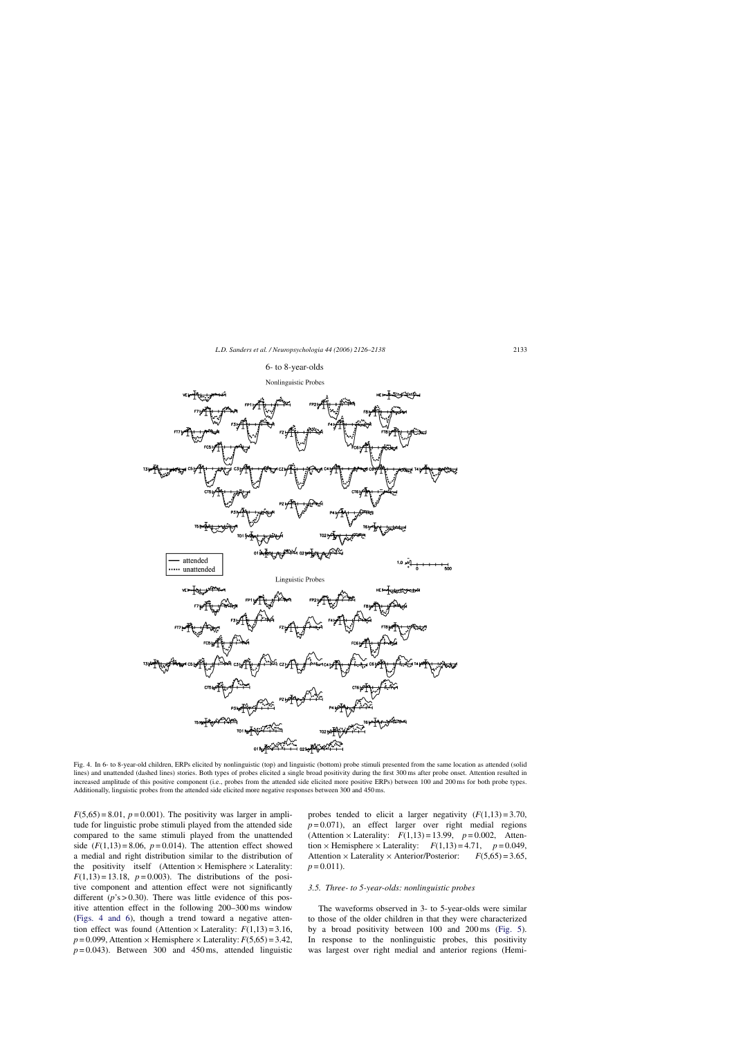Fig. 4. In 6- to 8-year-old children, ERPs elicited by nonlinguistic (top) and linguistic (bottom) probe stimuli presented from the same location as attended (solid lines) and unattended (dashed lines) stories. Both types of probes elicited a single broad positivity during the first 300 ms after probe onset. Attention resulted in increased amplitude of this positive component (i.e., probes from the attended side elicited more positive ERPs) between 100 and 200 ms for both probe types. Additionally, linguistic probes from the attended side elicited more negative responses between 300 and 450 ms.

$F(5,65) = 8.01$, $p = 0.001$). The positivity was larger in amplitude for linguistic probe stimuli played from the attended side compared to the same stimuli played from the unattended side ($F(1,13) = 8.06$, $p = 0.014$). The attention effect showed a medial and right distribution similar to the distribution of the positivity itself (Attention × Hemisphere × Laterality: $F(1,13) = 13.18$, $p = 0.003$). The distributions of the positive component and attention effect were not significantly different ($p$'s > 0.30). There was little evidence of this positive attention effect in the following 200–300 ms window (Figs. 4 and 6), though a trend toward a negative attention effect was found (Attention × Laterality: $F(1,13) = 3.16$, $p = 0.099$, Attention × Hemisphere × Laterality: $F(5,65) = 3.42$, $p = 0.043$). Between 300 and 450 ms, attended linguistic probes tended to elicit a larger negativity ($F(1,13) = 3.70$, $p = 0.071$), an effect larger over right medial regions (Attention × Laterality: $F(1,13) = 13.99$, $p = 0.002$, Attention × Hemisphere × Laterality: $F(1,13) = 4.71$, $p = 0.049$, Attention × Laterality × Anterior/Posterior: $F(5,65) = 3.65$, $p = 0.011$).

### 3.5. Three- to 5-year-olds: nonlinguistic probes

The waveforms observed in 3- to 5-year-olds were similar to those of the older children in that they were characterized by a broad positivity between 100 and 200 ms (Fig. 5). In response to the nonlinguistic probes, this positivity was largest over right medial and anterior regions (Hemi-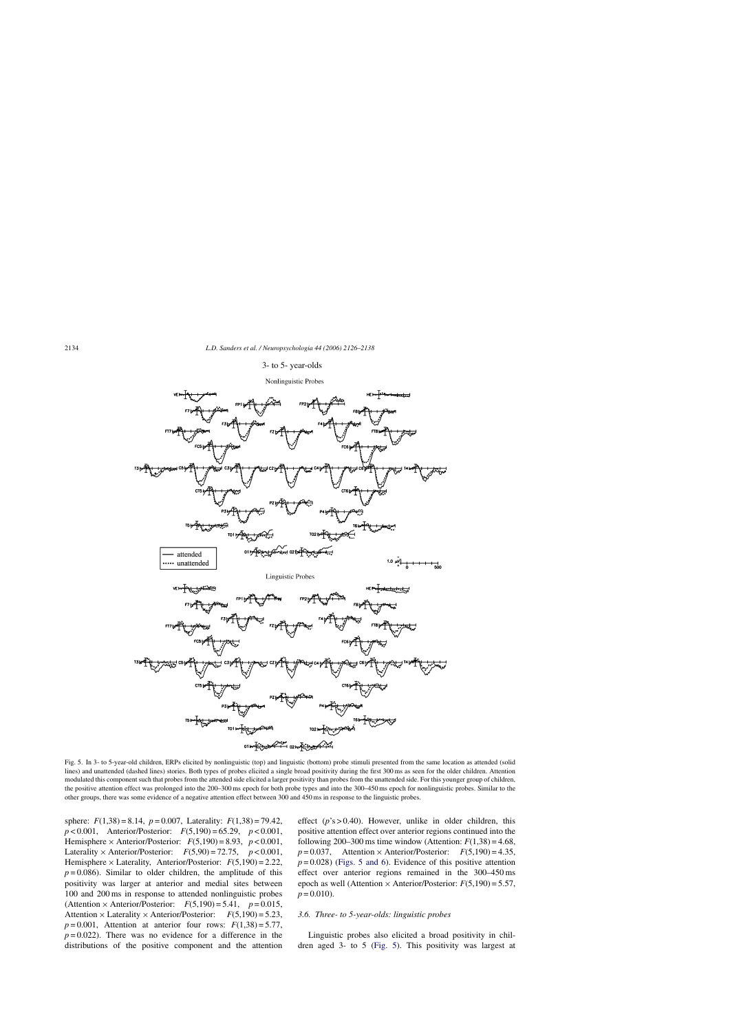Fig. 5. In 3- to 5-year-old children, ERPs elicited by nonlinguistic (top) and linguistic (bottom) probe stimuli presented from the same location as attended (solid lines) and unattended (dashed lines) stories. Both types of probes elicited a single broad positivity during the first 300 ms as seen for the older children. Attention modulated this component such that probes from the attended side elicited a larger positivity than probes from the unattended side. For this younger group of children, the positive attention effect was prolonged into the 200–300 ms epoch for both probe types and into the 300–450 ms epoch for nonlinguistic probes. Similar to the other groups, there was some evidence of a negative attention effect between 300 and 450 ms in response to the linguistic probes.

sphere: $F(1,38) = 8.14$, $p = 0.007$, Laterality: $F(1,38) = 79.42$, $p < 0.001$, Anterior/Posterior: $F(5,190) = 65.29$, $p < 0.001$, Hemisphere × Anterior/Posterior: $F(5,190) = 8.93$, $p < 0.001$, Laterality × Anterior/Posterior: $F(5,90) = 72.75$, $p < 0.001$, Hemisphere × Laterality, Anterior/Posterior: $F(5,190) = 2.22$, $p = 0.086$). Similar to older children, the amplitude of this positivity was larger at anterior and medial sites between 100 and 200 ms in response to attended nonlinguistic probes (Attention × Anterior/Posterior: $F(5,190) = 5.41$, $p = 0.015$, Attention × Laterality × Anterior/Posterior: $F(5,190) = 5.23$, $p = 0.001$, Attention at anterior four rows: $F(1,38) = 5.77$, $p = 0.022$). There was no evidence for a difference in the distributions of the positive component and the attention effect ($p$'s > 0.40). However, unlike in older children, this positive attention effect over anterior regions continued into the following 200–300 ms time window (Attention: $F(1,38) = 4.68$, $p = 0.037$, Attention × Anterior/Posterior: $F(5,190) = 4.35$, $p = 0.028$) (Figs. 5 and 6). Evidence of this positive attention effect over anterior regions remained in the 300–450 ms epoch as well (Attention × Anterior/Posterior: $F(5,190) = 5.57$, $p = 0.010$).

### 3.6. Three- to 5-year-olds: linguistic probes

Linguistic probes also elicited a broad positivity in children aged 3- to 5 (Fig. 5). This positivity was largest at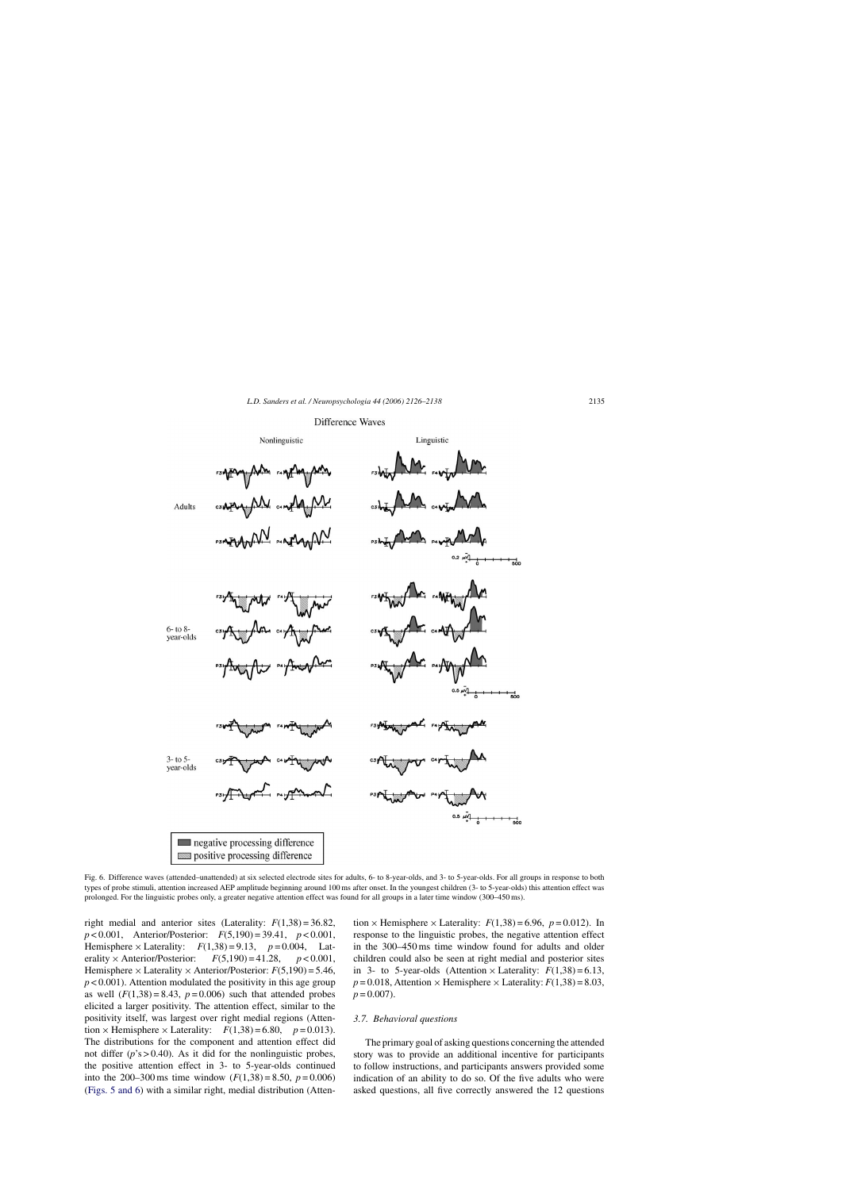Fig. 6. Difference waves (attended–unattended) at six selected electrode sites for adults, 6- to 8-year-olds, and 3- to 5-year-olds. For all groups in response to both types of probe stimuli, attention increased AEP amplitude beginning around 100 ms after onset. In the youngest children (3- to 5-year-olds) this attention effect was prolonged. For the linguistic probes only, a greater negative attention effect was found for all groups in a later time window (300–450 ms).

right medial and anterior sites (Laterality: $F(1,38) = 36.82$, $p < 0.001$, Anterior/Posterior: $F(5,190) = 39.41$, $p < 0.001$, Hemisphere × Laterality: $F(1,38) = 9.13$, $p = 0.004$, Laterality × Anterior/Posterior: $F(5,190) = 41.28$, $p < 0.001$, Hemisphere × Laterality × Anterior/Posterior: $F(5,190) = 5.46$, $p < 0.001$). Attention modulated the positivity in this age group as well ($F(1,38) = 8.43$, $p = 0.006$) such that attended probes elicited a larger positivity. The attention effect, similar to the positivity itself, was largest over right medial regions (Attention × Hemisphere × Laterality: $F(1,38) = 6.80$, $p = 0.013$). The distributions for the component and attention effect did not differ ($p$'s $> 0.40$). As it did for the nonlinguistic probes, the positive attention effect in 3- to 5-year-olds continued into the 200–300 ms time window ($F(1,38) = 8.50$, $p = 0.006$) (Figs. 5 and 6) with a similar right, medial distribution (Attention × Hemisphere × Laterality: $F(1,38) = 6.96$, $p = 0.012$). In response to the linguistic probes, the negative attention effect in the 300–450 ms time window found for adults and older children could also be seen at right medial and posterior sites in 3- to 5-year-olds (Attention × Laterality: $F(1,38) = 6.13$, $p = 0.018$, Attention × Hemisphere × Laterality: $F(1,38) = 8.03$, $p = 0.007$).

### 3.7. Behavioral questions

The primary goal of asking questions concerning the attended story was to provide an additional incentive for participants to follow instructions, and participants answers provided some indication of an ability to do so. Of the five adults who were asked questions, all five correctly answered the 12 questions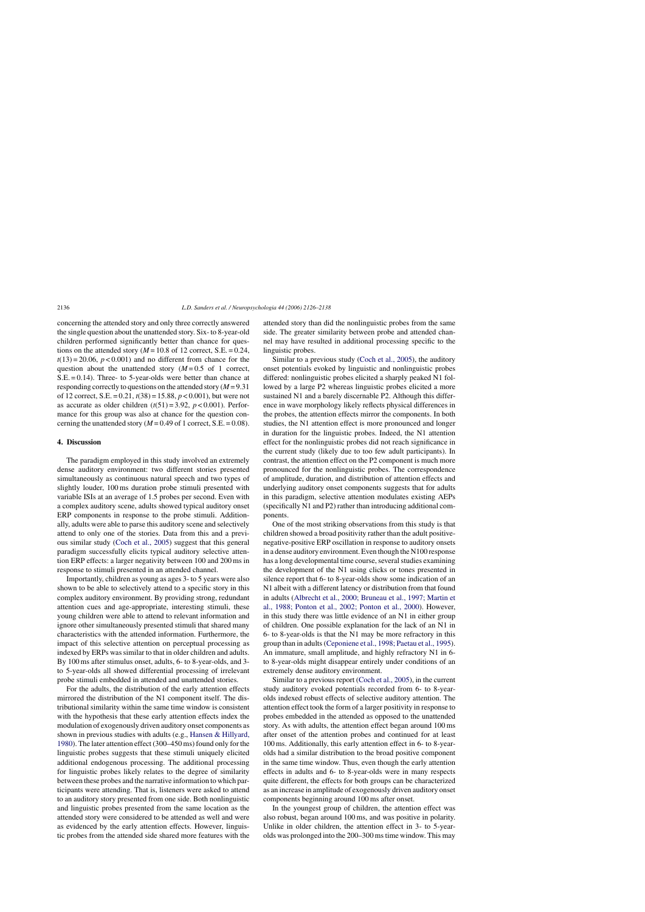concerning the attended story and only three correctly answered the single question about the unattended story. Six- to 8-year-old children performed significantly better than chance for questions on the attended story ($M = 10.8$ of 12 correct, S.E. = 0.24, $t(13) = 20.06$, $p < 0.001$) and no different from chance for the question about the unattended story ($M = 0.5$ of 1 correct, S.E. = 0.14). Three- to 5-year-olds were better than chance at responding correctly to questions on the attended story ($M = 9.31$ of 12 correct, S.E. = 0.21, $t(38) = 15.88$, $p < 0.001$), but were not as accurate as older children ($t(51) = 3.92$, $p < 0.001$). Performance for this group was also at chance for the question concerning the unattended story ($M = 0.49$ of 1 correct, S.E. = 0.08).

## 4. Discussion

The paradigm employed in this study involved an extremely dense auditory environment: two different stories presented simultaneously as continuous natural speech and two types of slightly louder, 100 ms duration probe stimuli presented with variable ISIs at an average of 1.5 probes per second. Even with a complex auditory scene, adults showed typical auditory onset ERP components in response to the probe stimuli. Additionally, adults were able to parse this auditory scene and selectively attend to only one of the stories. Data from this and a previous similar study (Coch et al., 2005) suggest that this general paradigm successfully elicits typical auditory selective attention ERP effects: a larger negativity between 100 and 200 ms in response to stimuli presented in an attended channel.

Importantly, children as young as ages 3- to 5 years were also shown to be able to selectively attend to a specific story in this complex auditory environment. By providing strong, redundant attention cues and age-appropriate, interesting stimuli, these young children were able to attend to relevant information and ignore other simultaneously presented stimuli that shared many characteristics with the attended information. Furthermore, the impact of this selective attention on perceptual processing as indexed by ERPs was similar to that in older children and adults. By 100 ms after stimulus onset, adults, 6- to 8-year-olds, and 3- to 5-year-olds all showed differential processing of irrelevant probe stimuli embedded in attended and unattended stories.

For the adults, the distribution of the early attention effects mirrored the distribution of the N1 component itself. The distributional similarity within the same time window is consistent with the hypothesis that these early attention effects index the modulation of exogenously driven auditory onset components as shown in previous studies with adults (e.g., Hansen & Hillyard, 1980). The later attention effect (300–450 ms) found only for the linguistic probes suggests that these stimuli uniquely elicited additional endogenous processing. The additional processing for linguistic probes likely relates to the degree of similarity between these probes and the narrative information to which participants were attending. That is, listeners were asked to attend to an auditory story presented from one side. Both nonlinguistic and linguistic probes presented from the same location as the attended story were considered to be attended as well and were as evidenced by the early attention effects. However, linguistic probes from the attended side shared more features with the attended story than did the nonlinguistic probes from the same side. The greater similarity between probe and attended channel may have resulted in additional processing specific to the linguistic probes.

Similar to a previous study (Coch et al., 2005), the auditory onset potentials evoked by linguistic and nonlinguistic probes differed: nonlinguistic probes elicited a sharply peaked N1 followed by a large P2 whereas linguistic probes elicited a more sustained N1 and a barely discernable P2. Although this difference in wave morphology likely reflects physical differences in the probes, the attention effects mirror the components. In both studies, the N1 attention effect is more pronounced and longer in duration for the linguistic probes. Indeed, the N1 attention effect for the nonlinguistic probes did not reach significance in the current study (likely due to too few adult participants). In contrast, the attention effect on the P2 component is much more pronounced for the nonlinguistic probes. The correspondence of amplitude, duration, and distribution of attention effects and underlying auditory onset components suggests that for adults in this paradigm, selective attention modulates existing AEPs (specifically N1 and P2) rather than introducing additional components.

One of the most striking observations from this study is that children showed a broad positivity rather than the adult positive-negative-positive ERP oscillation in response to auditory onsets in a dense auditory environment. Even though the N100 response has a long developmental time course, several studies examining the development of the N1 using clicks or tones presented in silence report that 6- to 8-year-olds show some indication of an N1 albeit with a different latency or distribution from that found in adults (Albrecht et al., 2000; Bruneau et al., 1997; Martin et al., 1988; Ponton et al., 2002; Ponton et al., 2000). However, in this study there was little evidence of an N1 in either group of children. One possible explanation for the lack of an N1 in 6- to 8-year-olds is that the N1 may be more refractory in this group than in adults (Ceponiene et al., 1998; Paetau et al., 1995). An immature, small amplitude, and highly refractory N1 in 6- to 8-year-olds might disappear entirely under conditions of an extremely dense auditory environment.

Similar to a previous report (Coch et al., 2005), in the current study auditory evoked potentials recorded from 6- to 8-year-olds indexed robust effects of selective auditory attention. The attention effect took the form of a larger positivity in response to probes embedded in the attended as opposed to the unattended story. As with adults, the attention effect began around 100 ms after onset of the attention probes and continued for at least 100 ms. Additionally, this early attention effect in 6- to 8-year-olds had a similar distribution to the broad positive component in the same time window. Thus, even though the early attention effects in adults and 6- to 8-year-olds were in many respects quite different, the effects for both groups can be characterized as an increase in amplitude of exogenously driven auditory onset components beginning around 100 ms after onset.

In the youngest group of children, the attention effect was also robust, began around 100 ms, and was positive in polarity. Unlike in older children, the attention effect in 3- to 5-year-olds was prolonged into the 200–300 ms time window. This may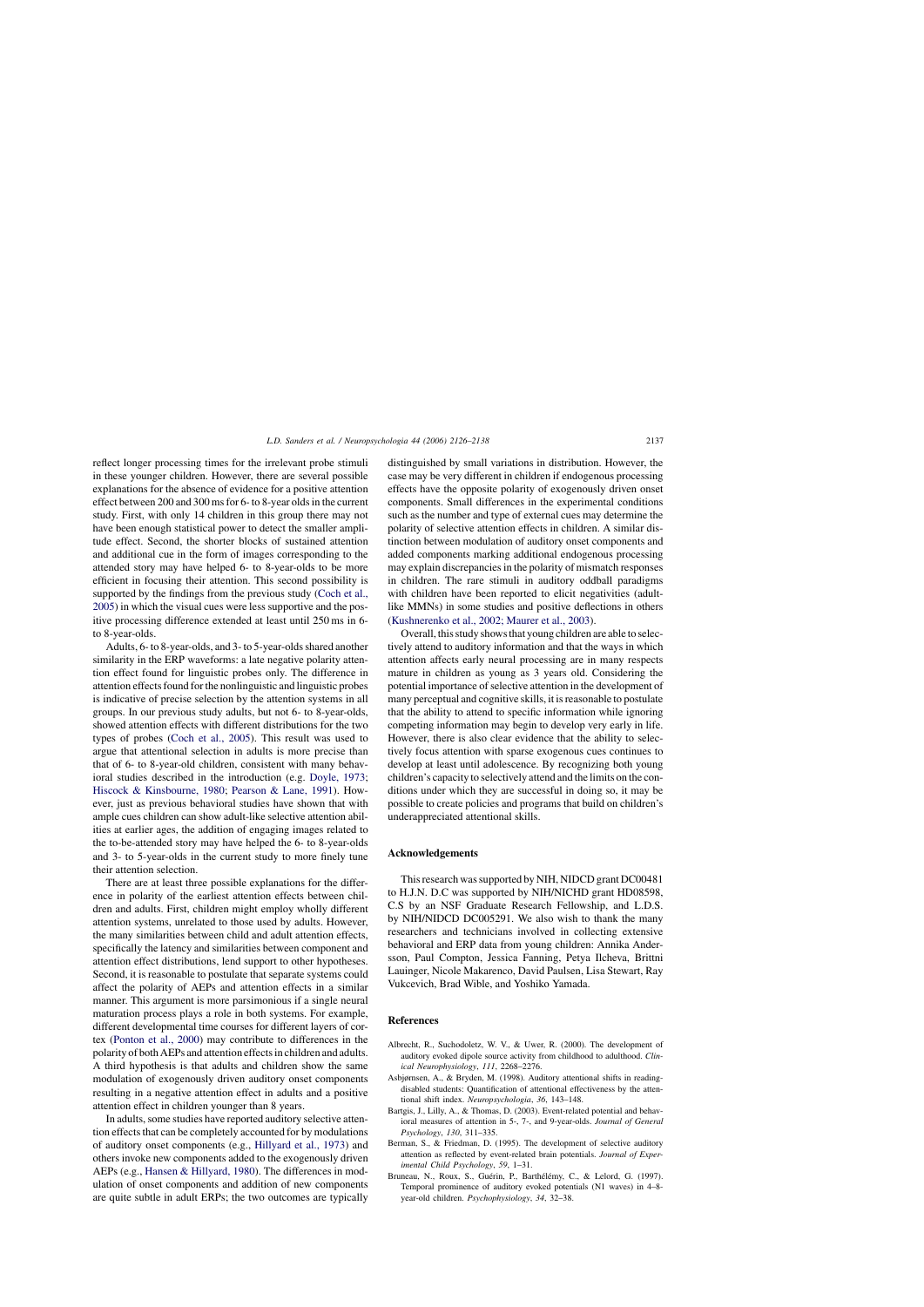reflect longer processing times for the irrelevant probe stimuli in these younger children. However, there are several possible explanations for the absence of evidence for a positive attention effect between 200 and 300 ms for 6- to 8-year olds in the current study. First, with only 14 children in this group there may not have been enough statistical power to detect the smaller amplitude effect. Second, the shorter blocks of sustained attention and additional cue in the form of images corresponding to the attended story may have helped 6- to 8-year-olds to be more efficient in focusing their attention. This second possibility is supported by the findings from the previous study (Coch et al., 2005) in which the visual cues were less supportive and the positive processing difference extended at least until 250 ms in 6- to 8-year-olds.

Adults, 6- to 8-year-olds, and 3- to 5-year-olds shared another similarity in the ERP waveforms: a late negative polarity attention effect found for linguistic probes only. The difference in attention effects found for the nonlinguistic and linguistic probes is indicative of precise selection by the attention systems in all groups. In our previous study adults, but not 6- to 8-year-olds, showed attention effects with different distributions for the two types of probes (Coch et al., 2005). This result was used to argue that attentional selection in adults is more precise than that of 6- to 8-year-old children, consistent with many behavioral studies described in the introduction (e.g. Doyle, 1973; Hiscock & Kinsbourne, 1980; Pearson & Lane, 1991). However, just as previous behavioral studies have shown that with ample cues children can show adult-like selective attention abilities at earlier ages, the addition of engaging images related to the to-be-attended story may have helped the 6- to 8-year-olds and 3- to 5-year-olds in the current study to more finely tune their attention selection.

There are at least three possible explanations for the difference in polarity of the earliest attention effects between children and adults. First, children might employ wholly different attention systems, unrelated to those used by adults. However, the many similarities between child and adult attention effects, specifically the latency and similarities between component and attention effect distributions, lend support to other hypotheses. Second, it is reasonable to postulate that separate systems could affect the polarity of AEPs and attention effects in a similar manner. This argument is more parsimonious if a single neural maturation process plays a role in both systems. For example, different developmental time courses for different layers of cortex (Ponton et al., 2000) may contribute to differences in the polarity of both AEPs and attention effects in children and adults. A third hypothesis is that adults and children show the same modulation of exogenously driven auditory onset components resulting in a negative attention effect in adults and a positive attention effect in children younger than 8 years.

In adults, some studies have reported auditory selective attention effects that can be completely accounted for by modulations of auditory onset components (e.g., Hillyard et al., 1973) and others invoke new components added to the exogenously driven AEPs (e.g., Hansen & Hillyard, 1980). The differences in modulation of onset components and addition of new components are quite subtle in adult ERPs; the two outcomes are typically distinguished by small variations in distribution. However, the case may be very different in children if endogenous processing effects have the opposite polarity of exogenously driven onset components. Small differences in the experimental conditions such as the number and type of external cues may determine the polarity of selective attention effects in children. A similar distinction between modulation of auditory onset components and added components marking additional endogenous processing may explain discrepancies in the polarity of mismatch responses in children. The rare stimuli in auditory oddball paradigms with children have been reported to elicit negativities (adult-like MMNs) in some studies and positive deflections in others (Kushnerenko et al., 2002; Maurer et al., 2003).

Overall, this study shows that young children are able to selectively attend to auditory information and that the ways in which attention affects early neural processing are in many respects mature in children as young as 3 years old. Considering the potential importance of selective attention in the development of many perceptual and cognitive skills, it is reasonable to postulate that the ability to attend to specific information while ignoring competing information may begin to develop very early in life. However, there is also clear evidence that the ability to selectively focus attention with sparse exogenous cues continues to develop at least until adolescence. By recognizing both young children's capacity to selectively attend and the limits on the conditions under which they are successful in doing so, it may be possible to create policies and programs that build on children's underappreciated attentional skills.

## Acknowledgements

This research was supported by NIH, NIDCD grant DC00481 to H.J.N. D.C was supported by NIH/NICHD grant HD08598, C.S by an NSF Graduate Research Fellowship, and L.D.S. by NIH/NIDCD DC005291. We also wish to thank the many researchers and technicians involved in collecting extensive behavioral and ERP data from young children: Annika Andersson, Paul Compton, Jessica Fanning, Petya Ilcheva, Brittni Lauinger, Nicole Makarenco, David Paulsen, Lisa Stewart, Ray Vukcevich, Brad Wible, and Yoshiko Yamada.

## References

Albrecht, R., Suchodoletz, W. V., & Uwer, R. (2000). The development of auditory evoked dipole source activity from childhood to adulthood. *Clinical Neurophysiology*, *111*, 2268–2276.

Asbjørnsen, A., & Bryden, M. (1998). Auditory attentional shifts in reading-disabled students: Quantification of attentional effectiveness by the attentional shift index. *Neuropsychologia*, *36*, 143–148.

Bartgis, J., Lilly, A., & Thomas, D. (2003). Event-related potential and behavioral measures of attention in 5-, 7-, and 9-year-olds. *Journal of General Psychology*, *130*, 311–335.

Berman, S., & Friedman, D. (1995). The development of selective auditory attention as reflected by event-related brain potentials. *Journal of Experimental Child Psychology*, *59*, 1–31.

Bruneau, N., Roux, S., Guérin, P., Barthélémy, C., & Lelord, G. (1997). Temporal prominence of auditory evoked potentials (N1 waves) in 4–8-year-old children. *Psychophysiology*, *34*, 32–38.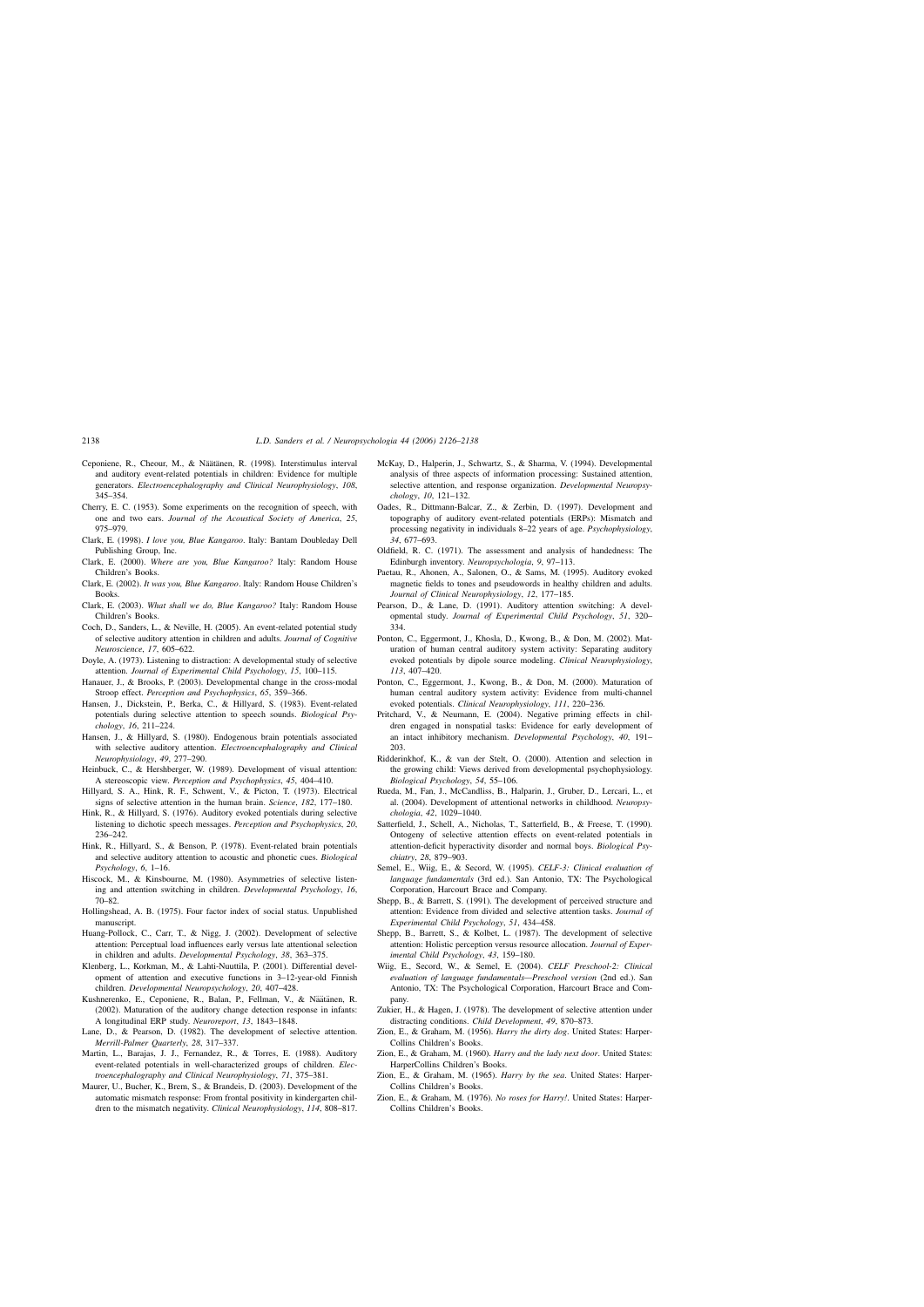Ceponiene, R., Cheour, M., & Näätänen, R. (1998). Interstimulus interval and auditory event-related potentials in children: Evidence for multiple generators. *Electroencephalography and Clinical Neurophysiology*, *108*, 345–354.

Cherry, E. C. (1953). Some experiments on the recognition of speech, with one and two ears. *Journal of the Acoustical Society of America*, *25*, 975–979.

Clark, E. (1998). *I love you, Blue Kangaroo*. Italy: Bantam Doubleday Dell Publishing Group, Inc.

Clark, E. (2000). *Where are you, Blue Kangaroo?* Italy: Random House Children's Books.

Clark, E. (2002). *It was you, Blue Kangaroo*. Italy: Random House Children's Books.

Clark, E. (2003). *What shall we do, Blue Kangaroo?* Italy: Random House Children's Books.

Coch, D., Sanders, L., & Neville, H. (2005). An event-related potential study of selective auditory attention in children and adults. *Journal of Cognitive Neuroscience*, *17*, 605–622.

Doyle, A. (1973). Listening to distraction: A developmental study of selective attention. *Journal of Experimental Child Psychology*, *15*, 100–115.

Hanauer, J., & Brooks, P. (2003). Developmental change in the cross-modal Stroop effect. *Perception and Psychophysics*, *65*, 359–366.

Hansen, J., Dickstein, P., Berka, C., & Hillyard, S. (1983). Event-related potentials during selective attention to speech sounds. *Biological Psychology*, *16*, 211–224.

Hansen, J., & Hillyard, S. (1980). Endogenous brain potentials associated with selective auditory attention. *Electroencephalography and Clinical Neurophysiology*, *49*, 277–290.

Heinbuck, C., & Hershberger, W. (1989). Development of visual attention: A stereoscopic view. *Perception and Psychophysics*, *45*, 404–410.

Hillyard, S. A., Hink, R. F., Schwent, V., & Picton, T. (1973). Electrical signs of selective attention in the human brain. *Science*, *182*, 177–180.

Hink, R., & Hillyard, S. (1976). Auditory evoked potentials during selective listening to dichotic speech messages. *Perception and Psychophysics*, *20*, 236–242.

Hink, R., Hillyard, S., & Benson, P. (1978). Event-related brain potentials and selective auditory attention to acoustic and phonetic cues. *Biological Psychology*, *6*, 1–16.

Hiscock, M., & Kinsbourne, M. (1980). Asymmetries of selective listening and attention switching in children. *Developmental Psychology*, *16*, 70–82.

Hollingshead, A. B. (1975). Four factor index of social status. Unpublished manuscript.

Huang-Pollock, C., Carr, T., & Nigg, J. (2002). Development of selective attention: Perceptual load influences early versus late attentional selection in children and adults. *Developmental Psychology*, *38*, 363–375.

Klenberg, L., Korkman, M., & Lahti-Nuuttila, P. (2001). Differential development of attention and executive functions in 3–12-year-old Finnish children. *Developmental Neuropsychology*, *20*, 407–428.

Kushnerenko, E., Ceponiene, R., Balan, P., Fellman, V., & Näätänen, R. (2002). Maturation of the auditory change detection response in infants: A longitudinal ERP study. *Neuroreport*, *13*, 1843–1848.

Lane, D., & Pearson, D. (1982). The development of selective attention. *Merrill-Palmer Quarterly*, *28*, 317–337.

Martin, L., Barajas, J. J., Fernandez, R., & Torres, E. (1988). Auditory event-related potentials in well-characterized groups of children. *Electroencephalography and Clinical Neurophysiology*, *71*, 375–381.

Maurer, U., Bucher, K., Brem, S., & Brandeis, D. (2003). Development of the automatic mismatch response: From frontal positivity in kindergarten children to the mismatch negativity. *Clinical Neurophysiology*, *114*, 808–817.

McKay, D., Halperin, J., Schwartz, S., & Sharma, V. (1994). Developmental analysis of three aspects of information processing: Sustained attention, selective attention, and response organization. *Developmental Neuropsychology*, *10*, 121–132.

Oades, R., Dittmann-Balcar, Z., & Zerbin, D. (1997). Development and topography of auditory event-related potentials (ERPs): Mismatch and processing negativity in individuals 8–22 years of age. *Psychophysiology*, *34*, 677–693.

Oldfield, R. C. (1971). The assessment and analysis of handedness: The Edinburgh inventory. *Neuropsychologia*, *9*, 97–113.

Paetau, R., Ahonen, A., Salonen, O., & Sams, M. (1995). Auditory evoked magnetic fields to tones and pseudowords in healthy children and adults. *Journal of Clinical Neurophysiology*, *12*, 177–185.

Pearson, D., & Lane, D. (1991). Auditory attention switching: A developmental study. *Journal of Experimental Child Psychology*, *51*, 320–334.

Ponton, C., Eggermont, J., Khosla, D., Kwong, B., & Don, M. (2002). Maturation of human central auditory system activity: Separating auditory evoked potentials by dipole source modeling. *Clinical Neurophysiology*, *113*, 407–420.

Ponton, C., Eggermont, J., Kwong, B., & Don, M. (2000). Maturation of human central auditory system activity: Evidence from multi-channel evoked potentials. *Clinical Neurophysiology*, *111*, 220–236.

Pritchard, V., & Neumann, E. (2004). Negative priming effects in children engaged in nonspatial tasks: Evidence for early development of an intact inhibitory mechanism. *Developmental Psychology*, *40*, 191–203.

Ridderinkhof, K., & van der Stelt, O. (2000). Attention and selection in the growing child: Views derived from developmental psychophysiology. *Biological Psychology*, *54*, 55–106.

Rueda, M., Fan, J., McCandliss, B., Halparin, J., Gruber, D., Lercari, L., et al. (2004). Development of attentional networks in childhood. *Neuropsychologia*, *42*, 1029–1040.

Satterfield, J., Schell, A., Nicholas, T., Satterfield, B., & Freese, T. (1990). Ontogeny of selective attention effects on event-related potentials in attention-deficit hyperactivity disorder and normal boys. *Biological Psychiatry*, *28*, 879–903.

Semel, E., Wiig, E., & Secord, W. (1995). *CELF-3: Clinical evaluation of language fundamentals* (3rd ed.). San Antonio, TX: The Psychological Corporation, Harcourt Brace and Company.

Shepp, B., & Barrett, S. (1991). The development of perceived structure and attention: Evidence from divided and selective attention tasks. *Journal of Experimental Child Psychology*, *51*, 434–458.

Shepp, B., Barrett, S., & Kolbet, L. (1987). The development of selective attention: Holistic perception versus resource allocation. *Journal of Experimental Child Psychology*, *43*, 159–180.

Wiig, E., Secord, W., & Semel, E. (2004). *CELF Preschool-2: Clinical evaluation of language fundamentals—Preschool version* (2nd ed.). San Antonio, TX: The Psychological Corporation, Harcourt Brace and Company.

Zukier, H., & Hagen, J. (1978). The development of selective attention under distracting conditions. *Child Development*, *49*, 870–873.

Zion, E., & Graham, M. (1956). *Harry the dirty dog*. United States: HarperCollins Children's Books.

Zion, E., & Graham, M. (1960). *Harry and the lady next door*. United States: HarperCollins Children's Books.

Zion, E., & Graham, M. (1965). *Harry by the sea*. United States: HarperCollins Children's Books.

Zion, E., & Graham, M. (1976). *No roses for Harry!*. United States: HarperCollins Children's Books.